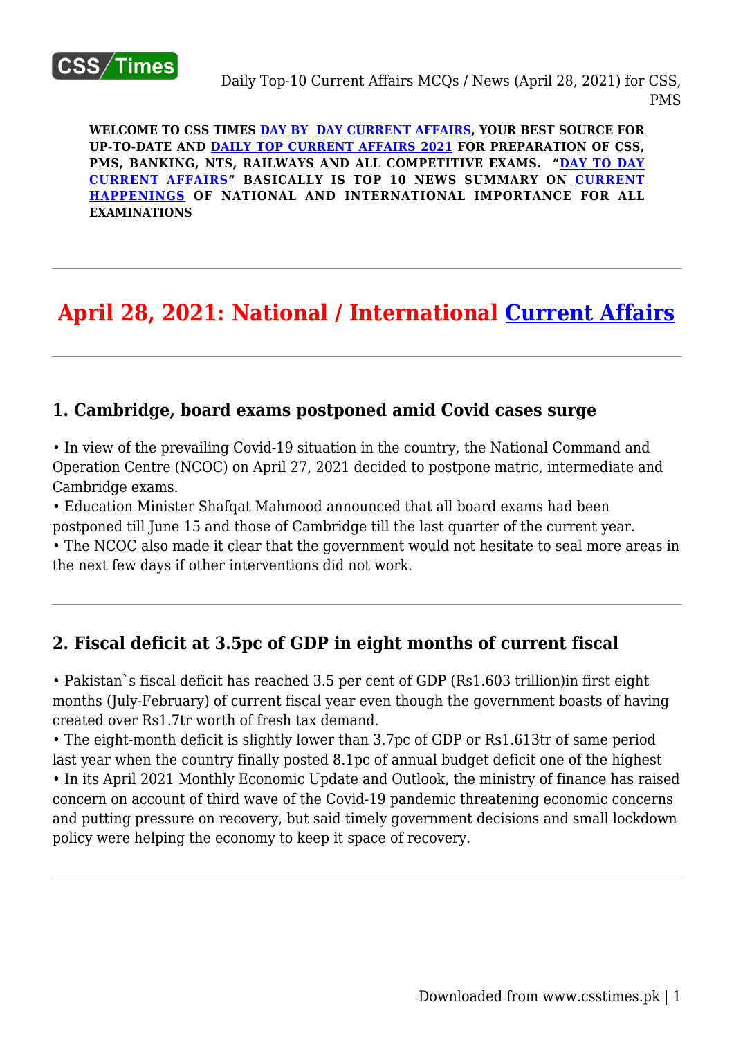**WELCOME TO CSS TIMES DAY BY DAY CURRENT AFFAIRS, YOUR BEST SOURCE FOR UP-TO-DATE AND DAILY TOP CURRENT AFFAIRS 2021 FOR PREPARATION OF CSS, PMS, BANKING, NTS, RAILWAYS AND ALL COMPETITIVE EXAMS. "DAY TO DAY CURRENT AFFAIRS" BASICALLY IS TOP 10 NEWS SUMMARY ON CURRENT HAPPENINGS OF NATIONAL AND INTERNATIONAL IMPORTANCE FOR ALL EXAMINATIONS**

---

# April 28, 2021: National / International Current Affairs

---

## 1. Cambridge, board exams postponed amid Covid cases surge

• In view of the prevailing Covid-19 situation in the country, the National Command and Operation Centre (NCOC) on April 27, 2021 decided to postpone matric, intermediate and Cambridge exams.
• Education Minister Shafqat Mahmood announced that all board exams had been postponed till June 15 and those of Cambridge till the last quarter of the current year.
• The NCOC also made it clear that the government would not hesitate to seal more areas in the next few days if other interventions did not work.

---

## 2. Fiscal deficit at 3.5pc of GDP in eight months of current fiscal

• Pakistan`s fiscal deficit has reached 3.5 per cent of GDP (Rs1.603 trillion)in first eight months (July-February) of current fiscal year even though the government boasts of having created over Rs1.7tr worth of fresh tax demand.
• The eight-month deficit is slightly lower than 3.7pc of GDP or Rs1.613tr of same period last year when the country finally posted 8.1pc of annual budget deficit one of the highest
• In its April 2021 Monthly Economic Update and Outlook, the ministry of finance has raised concern on account of third wave of the Covid-19 pandemic threatening economic concerns and putting pressure on recovery, but said timely government decisions and small lockdown policy were helping the economy to keep it space of recovery.

---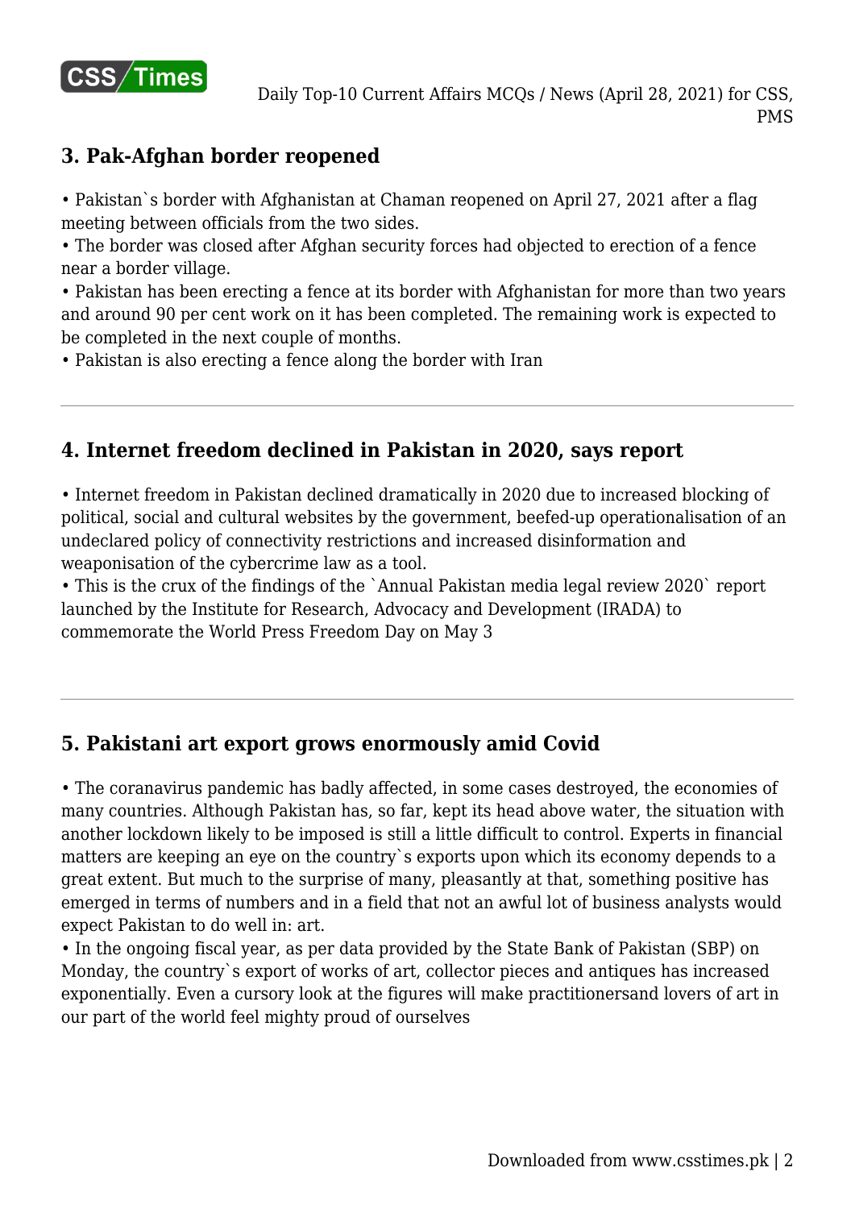## 3. Pak-Afghan border reopened

- Pakistan`s border with Afghanistan at Chaman reopened on April 27, 2021 after a flag meeting between officials from the two sides.
- The border was closed after Afghan security forces had objected to erection of a fence near a border village.
- Pakistan has been erecting a fence at its border with Afghanistan for more than two years and around 90 per cent work on it has been completed. The remaining work is expected to be completed in the next couple of months.
- Pakistan is also erecting a fence along the border with Iran

---

## 4. Internet freedom declined in Pakistan in 2020, says report

- Internet freedom in Pakistan declined dramatically in 2020 due to increased blocking of political, social and cultural websites by the government, beefed-up operationalisation of an undeclared policy of connectivity restrictions and increased disinformation and weaponisation of the cybercrime law as a tool.
- This is the crux of the findings of the `Annual Pakistan media legal review 2020` report launched by the Institute for Research, Advocacy and Development (IRADA) to commemorate the World Press Freedom Day on May 3

---

## 5. Pakistani art export grows enormously amid Covid

- The coranavirus pandemic has badly affected, in some cases destroyed, the economies of many countries. Although Pakistan has, so far, kept its head above water, the situation with another lockdown likely to be imposed is still a little difficult to control. Experts in financial matters are keeping an eye on the country`s exports upon which its economy depends to a great extent. But much to the surprise of many, pleasantly at that, something positive has emerged in terms of numbers and in a field that not an awful lot of business analysts would expect Pakistan to do well in: art.
- In the ongoing fiscal year, as per data provided by the State Bank of Pakistan (SBP) on Monday, the country`s export of works of art, collector pieces and antiques has increased exponentially. Even a cursory look at the figures will make practitionersand lovers of art in our part of the world feel mighty proud of ourselves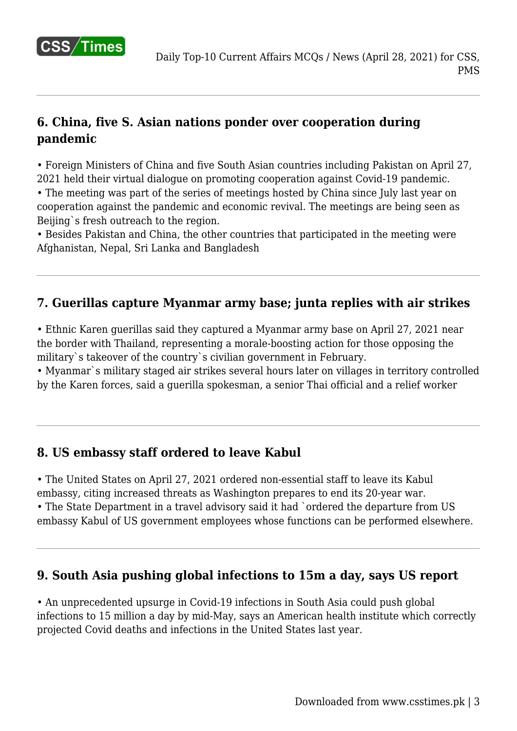## 6. China, five S. Asian nations ponder over cooperation during pandemic

- Foreign Ministers of China and five South Asian countries including Pakistan on April 27, 2021 held their virtual dialogue on promoting cooperation against Covid-19 pandemic.
- The meeting was part of the series of meetings hosted by China since July last year on cooperation against the pandemic and economic revival. The meetings are being seen as Beijing`s fresh outreach to the region.
- Besides Pakistan and China, the other countries that participated in the meeting were Afghanistan, Nepal, Sri Lanka and Bangladesh

## 7. Guerillas capture Myanmar army base; junta replies with air strikes

- Ethnic Karen guerillas said they captured a Myanmar army base on April 27, 2021 near the border with Thailand, representing a morale-boosting action for those opposing the military`s takeover of the country`s civilian government in February.
- Myanmar`s military staged air strikes several hours later on villages in territory controlled by the Karen forces, said a guerilla spokesman, a senior Thai official and a relief worker

## 8. US embassy staff ordered to leave Kabul

- The United States on April 27, 2021 ordered non-essential staff to leave its Kabul embassy, citing increased threats as Washington prepares to end its 20-year war.
- The State Department in a travel advisory said it had `ordered the departure from US embassy Kabul of US government employees whose functions can be performed elsewhere.

## 9. South Asia pushing global infections to 15m a day, says US report

- An unprecedented upsurge in Covid-19 infections in South Asia could push global infections to 15 million a day by mid-May, says an American health institute which correctly projected Covid deaths and infections in the United States last year.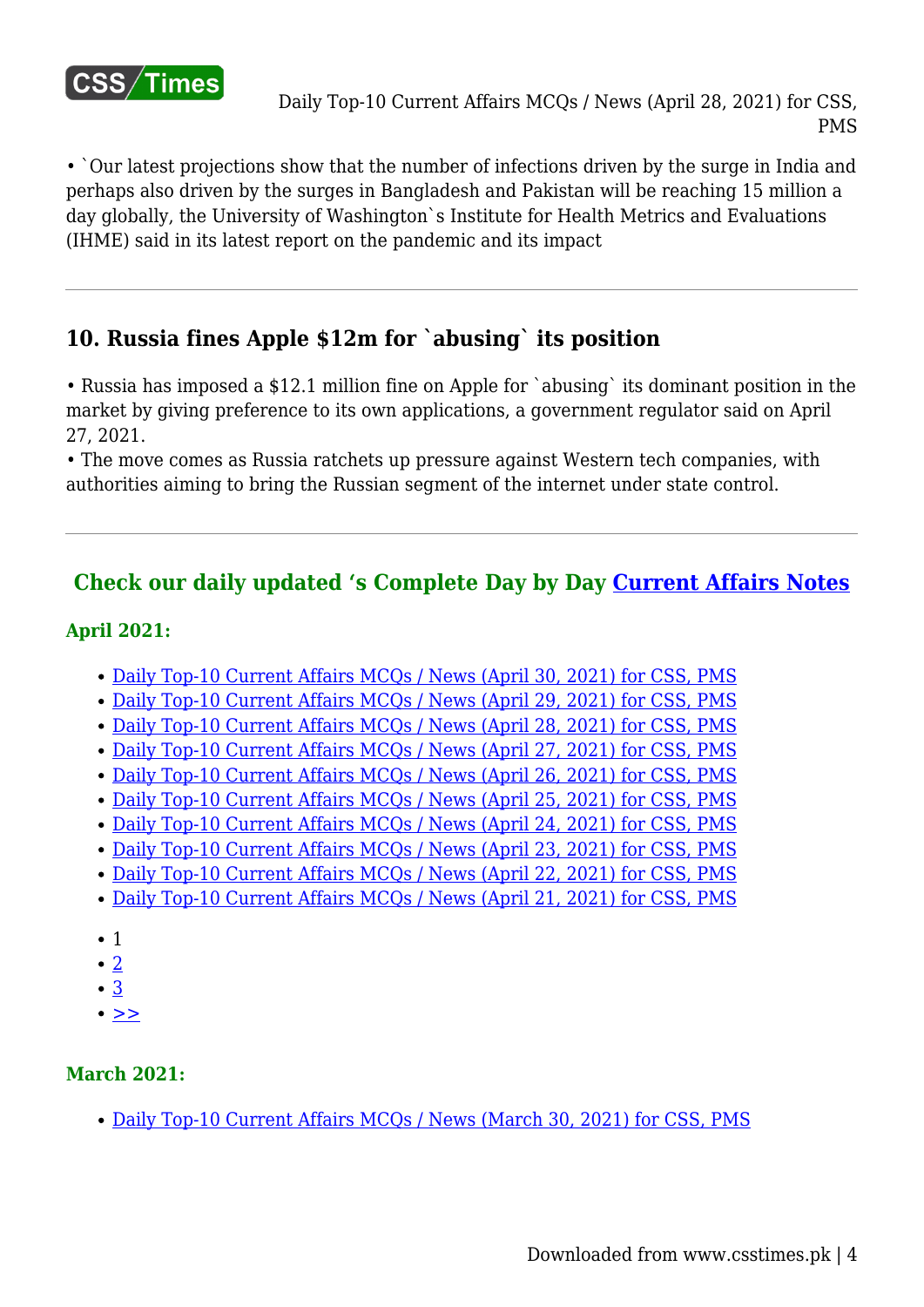• `Our latest projections show that the number of infections driven by the surge in India and perhaps also driven by the surges in Bangladesh and Pakistan will be reaching 15 million a day globally, the University of Washington`s Institute for Health Metrics and Evaluations (IHME) said in its latest report on the pandemic and its impact

---

### 10. Russia fines Apple $12m for `abusing` its position

• Russia has imposed a $12.1 million fine on Apple for `abusing` its dominant position in the market by giving preference to its own applications, a government regulator said on April 27, 2021.
• The move comes as Russia ratchets up pressure against Western tech companies, with authorities aiming to bring the Russian segment of the internet under state control.

---

### Check our daily updated ‘s Complete Day by Day Current Affairs Notes

**April 2021:**

- Daily Top-10 Current Affairs MCQs / News (April 30, 2021) for CSS, PMS
- Daily Top-10 Current Affairs MCQs / News (April 29, 2021) for CSS, PMS
- Daily Top-10 Current Affairs MCQs / News (April 28, 2021) for CSS, PMS
- Daily Top-10 Current Affairs MCQs / News (April 27, 2021) for CSS, PMS
- Daily Top-10 Current Affairs MCQs / News (April 26, 2021) for CSS, PMS
- Daily Top-10 Current Affairs MCQs / News (April 25, 2021) for CSS, PMS
- Daily Top-10 Current Affairs MCQs / News (April 24, 2021) for CSS, PMS
- Daily Top-10 Current Affairs MCQs / News (April 23, 2021) for CSS, PMS
- Daily Top-10 Current Affairs MCQs / News (April 22, 2021) for CSS, PMS
- Daily Top-10 Current Affairs MCQs / News (April 21, 2021) for CSS, PMS

- 1
- 2
- 3
- >>

**March 2021:**

- Daily Top-10 Current Affairs MCQs / News (March 30, 2021) for CSS, PMS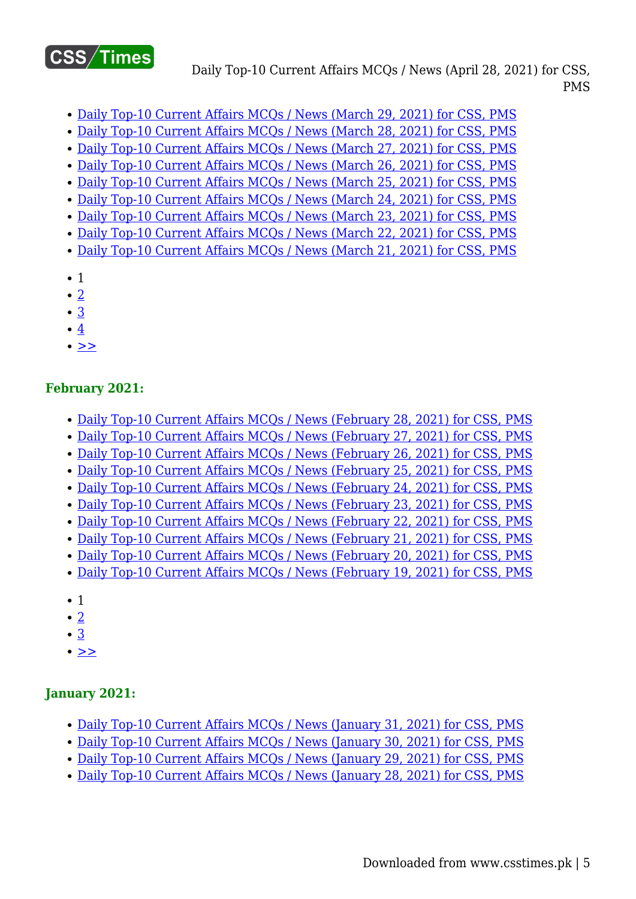- Daily Top-10 Current Affairs MCQs / News (March 29, 2021) for CSS, PMS
- Daily Top-10 Current Affairs MCQs / News (March 28, 2021) for CSS, PMS
- Daily Top-10 Current Affairs MCQs / News (March 27, 2021) for CSS, PMS
- Daily Top-10 Current Affairs MCQs / News (March 26, 2021) for CSS, PMS
- Daily Top-10 Current Affairs MCQs / News (March 25, 2021) for CSS, PMS
- Daily Top-10 Current Affairs MCQs / News (March 24, 2021) for CSS, PMS
- Daily Top-10 Current Affairs MCQs / News (March 23, 2021) for CSS, PMS
- Daily Top-10 Current Affairs MCQs / News (March 22, 2021) for CSS, PMS
- Daily Top-10 Current Affairs MCQs / News (March 21, 2021) for CSS, PMS

- 1
- 2
- 3
- 4
- >>

### February 2021:

- Daily Top-10 Current Affairs MCQs / News (February 28, 2021) for CSS, PMS
- Daily Top-10 Current Affairs MCQs / News (February 27, 2021) for CSS, PMS
- Daily Top-10 Current Affairs MCQs / News (February 26, 2021) for CSS, PMS
- Daily Top-10 Current Affairs MCQs / News (February 25, 2021) for CSS, PMS
- Daily Top-10 Current Affairs MCQs / News (February 24, 2021) for CSS, PMS
- Daily Top-10 Current Affairs MCQs / News (February 23, 2021) for CSS, PMS
- Daily Top-10 Current Affairs MCQs / News (February 22, 2021) for CSS, PMS
- Daily Top-10 Current Affairs MCQs / News (February 21, 2021) for CSS, PMS
- Daily Top-10 Current Affairs MCQs / News (February 20, 2021) for CSS, PMS
- Daily Top-10 Current Affairs MCQs / News (February 19, 2021) for CSS, PMS

- 1
- 2
- 3
- >>

### January 2021:

- Daily Top-10 Current Affairs MCQs / News (January 31, 2021) for CSS, PMS
- Daily Top-10 Current Affairs MCQs / News (January 30, 2021) for CSS, PMS
- Daily Top-10 Current Affairs MCQs / News (January 29, 2021) for CSS, PMS
- Daily Top-10 Current Affairs MCQs / News (January 28, 2021) for CSS, PMS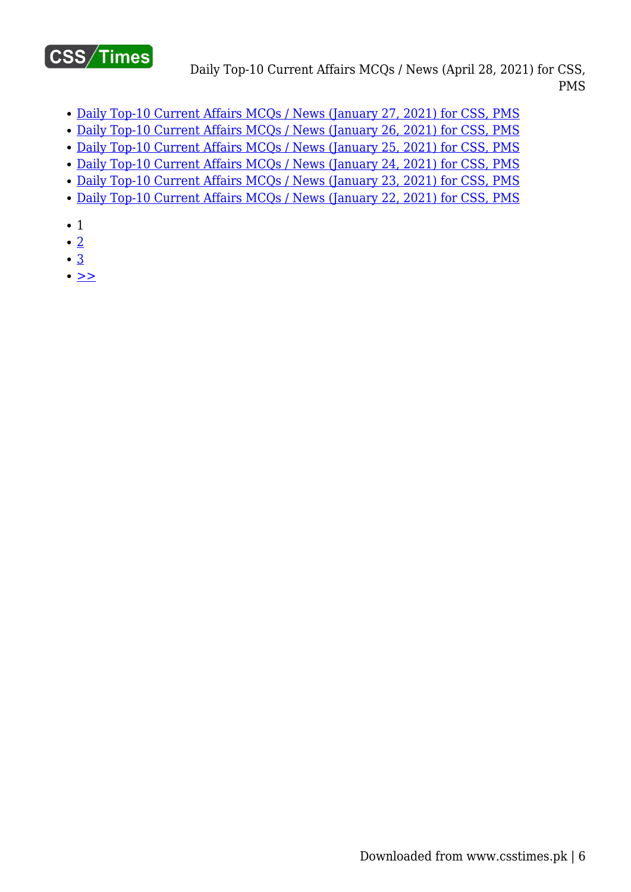- Daily Top-10 Current Affairs MCQs / News (January 27, 2021) for CSS, PMS
- Daily Top-10 Current Affairs MCQs / News (January 26, 2021) for CSS, PMS
- Daily Top-10 Current Affairs MCQs / News (January 25, 2021) for CSS, PMS
- Daily Top-10 Current Affairs MCQs / News (January 24, 2021) for CSS, PMS
- Daily Top-10 Current Affairs MCQs / News (January 23, 2021) for CSS, PMS
- Daily Top-10 Current Affairs MCQs / News (January 22, 2021) for CSS, PMS

- 1
- 2
- 3
- >>